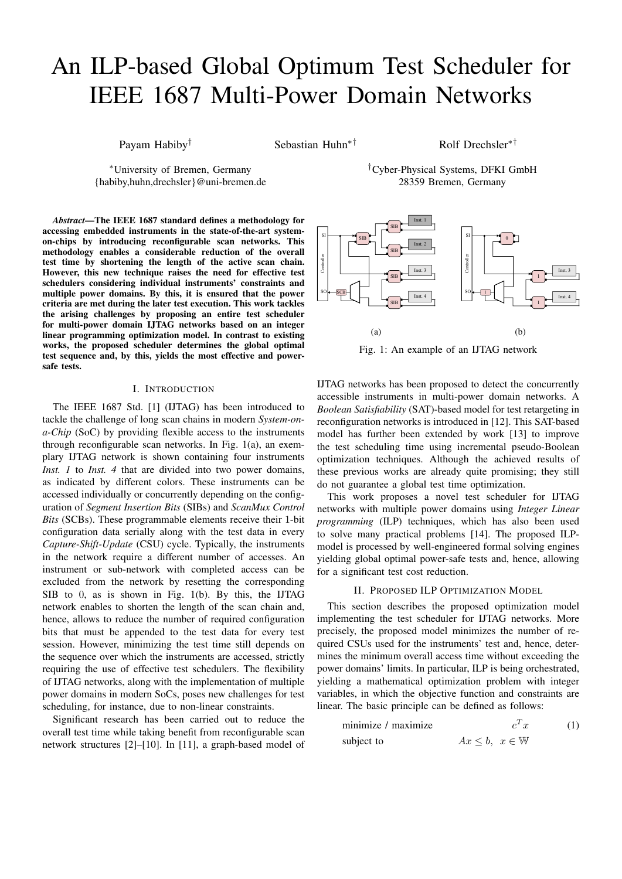# An ILP-based Global Optimum Test Scheduler for IEEE 1687 Multi-Power Domain Networks

Payam Habiby[†] Sebastian Huhn[*†] Rolf Drechsler[*†]

[*]University of Bremen, Germany
{habiby,huhn,drechsler}@uni-bremen.de

[†]Cyber-Physical Systems, DFKI GmbH
28359 Bremen, Germany

***Abstract*—The IEEE 1687 standard defines a methodology for accessing embedded instruments in the state-of-the-art system-on-chips by introducing reconfigurable scan networks. This methodology enables a considerable reduction of the overall test time by shortening the length of the active scan chain. However, this new technique raises the need for effective test schedulers considering individual instruments' constraints and multiple power domains. By this, it is ensured that the power criteria are met during the later test execution. This work tackles the arising challenges by proposing an entire test scheduler for multi-power domain IJTAG networks based on an integer linear programming optimization model. In contrast to existing works, the proposed scheduler determines the global optimal test sequence and, by this, yields the most effective and power-safe tests.**

## I. Introduction

The IEEE 1687 Std. [1] (IJTAG) has been introduced to tackle the challenge of long scan chains in modern *System-on-a-Chip* (SoC) by providing flexible access to the instruments through reconfigurable scan networks. In Fig. 1(a), an exemplary IJTAG network is shown containing four instruments *Inst. 1* to *Inst. 4* that are divided into two power domains, as indicated by different colors. These instruments can be accessed individually or concurrently depending on the configuration of *Segment Insertion Bits* (SIBs) and *ScanMux Control Bits* (SCBs). These programmable elements receive their 1-bit configuration data serially along with the test data in every *Capture-Shift-Update* (CSU) cycle. Typically, the instruments in the network require a different number of accesses. An instrument or sub-network with completed access can be excluded from the network by resetting the corresponding SIB to 0, as is shown in Fig. 1(b). By this, the IJTAG network enables to shorten the length of the scan chain and, hence, allows to reduce the number of required configuration bits that must be appended to the test data for every test session. However, minimizing the test time still depends on the sequence over which the instruments are accessed, strictly requiring the use of effective test schedulers. The flexibility of IJTAG networks, along with the implementation of multiple power domains in modern SoCs, poses new challenges for test scheduling, for instance, due to non-linear constraints.

Significant research has been carried out to reduce the overall test time while taking benefit from reconfigurable scan network structures [2]–[10]. In [11], a graph-based model of IJTAG networks has been proposed to detect the concurrently accessible instruments in multi-power domain networks. A *Boolean Satisfiability* (SAT)-based model for test retargeting in reconfiguration networks is introduced in [12]. This SAT-based model has further been extended by work [13] to improve the test scheduling time using incremental pseudo-Boolean optimization techniques. Although the achieved results of these previous works are already quite promising; they still do not guarantee a global test time optimization.

Fig. 1: An example of an IJTAG network

This work proposes a novel test scheduler for IJTAG networks with multiple power domains using *Integer Linear programming* (ILP) techniques, which has also been used to solve many practical problems [14]. The proposed ILP-model is processed by well-engineered formal solving engines yielding global optimal power-safe tests and, hence, allowing for a significant test cost reduction.

## II. Proposed ILP Optimization Model

This section describes the proposed optimization model implementing the test scheduler for IJTAG networks. More precisely, the proposed model minimizes the number of required CSUs used for the instruments' test and, hence, determines the minimum overall access time without exceeding the power domains' limits. In particular, ILP is being orchestrated, yielding a mathematical optimization problem with integer variables, in which the objective function and constraints are linear. The basic principle can be defined as follows:

$$\begin{aligned} &\text{minimize / maximize} \quad && c^T x \\ &\text{subject to} \quad && Ax \leq b, \;\; x \in \mathbb{W} \end{aligned} \tag{1}$$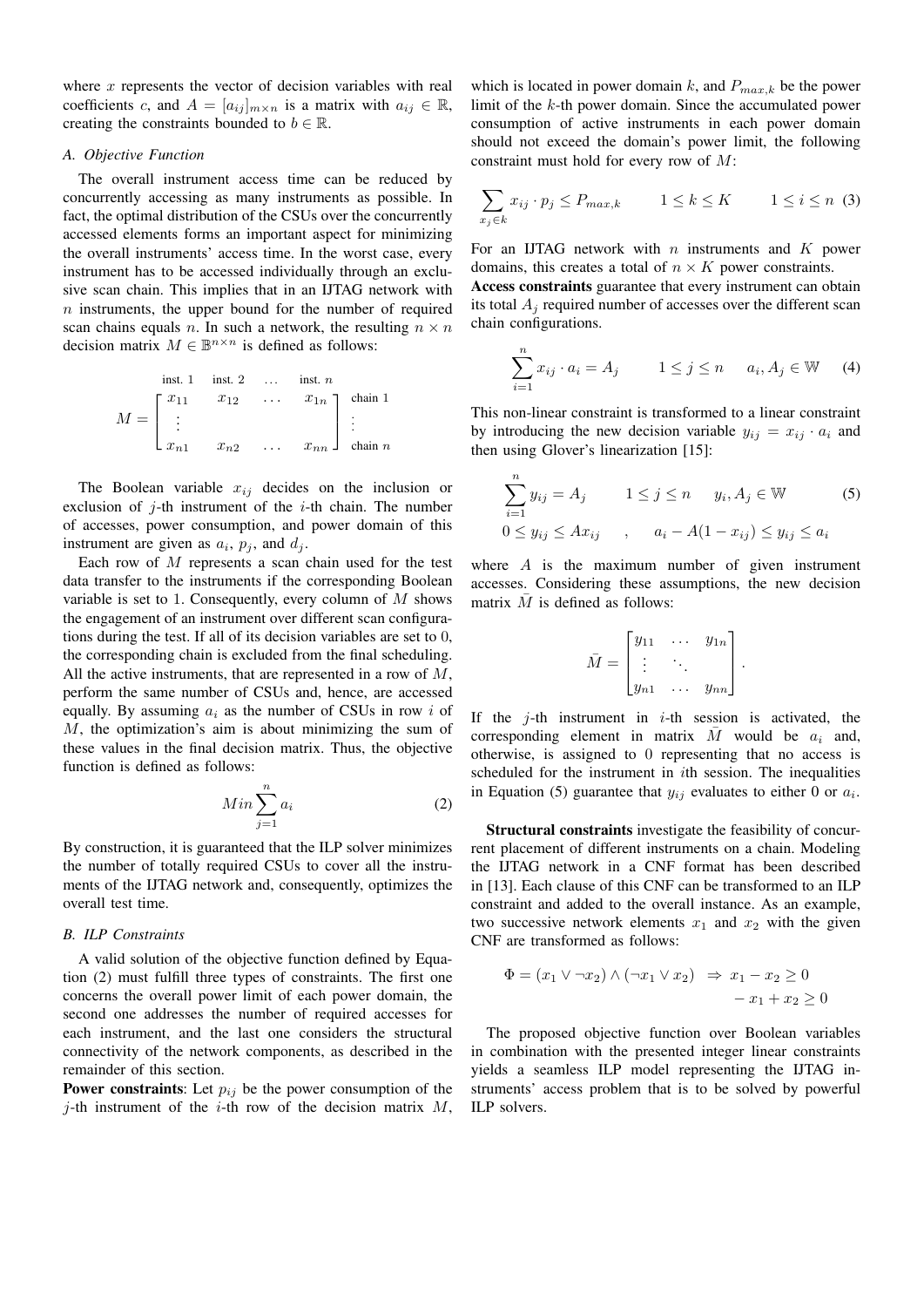where $x$ represents the vector of decision variables with real coefficients $c$, and $A = [a_{ij}]_{m \times n}$ is a matrix with $a_{ij} \in \mathbb{R}$, creating the constraints bounded to $b \in \mathbb{R}$.

### A. Objective Function

The overall instrument access time can be reduced by concurrently accessing as many instruments as possible. In fact, the optimal distribution of the CSUs over the concurrently accessed elements forms an important aspect for minimizing the overall instruments' access time. In the worst case, every instrument has to be accessed individually through an exclusive scan chain. This implies that in an IJTAG network with $n$ instruments, the upper bound for the number of required scan chains equals $n$. In such a network, the resulting $n \times n$ decision matrix $M \in \mathbb{B}^{n \times n}$ is defined as follows:

$$M = \begin{array}{c} \begin{array}{cccc} \text{inst. 1} & \text{inst. 2} & \dots & \text{inst. } n \end{array} \\ \left[ \begin{array}{cccc} x_{11} & x_{12} & \dots & x_{1n} \\ \vdots & & & \\ x_{n1} & x_{n2} & \dots & x_{nn} \end{array} \right] \end{array} \begin{array}{c} \text{chain 1} \\ \vdots \\ \text{chain } n \end{array}$$

The Boolean variable $x_{ij}$ decides on the inclusion or exclusion of $j$-th instrument of the $i$-th chain. The number of accesses, power consumption, and power domain of this instrument are given as $a_i$, $p_j$, and $d_j$.

Each row of $M$ represents a scan chain used for the test data transfer to the instruments if the corresponding Boolean variable is set to 1. Consequently, every column of $M$ shows the engagement of an instrument over different scan configurations during the test. If all of its decision variables are set to 0, the corresponding chain is excluded from the final scheduling. All the active instruments, that are represented in a row of $M$, perform the same number of CSUs and, hence, are accessed equally. By assuming $a_i$ as the number of CSUs in row $i$ of $M$, the optimization's aim is about minimizing the sum of these values in the final decision matrix. Thus, the objective function is defined as follows:

$$Min \sum_{j=1}^{n} a_i \tag{2}$$

By construction, it is guaranteed that the ILP solver minimizes the number of totally required CSUs to cover all the instruments of the IJTAG network and, consequently, optimizes the overall test time.

### B. ILP Constraints

A valid solution of the objective function defined by Equation (2) must fulfill three types of constraints. The first one concerns the overall power limit of each power domain, the second one addresses the number of required accesses for each instrument, and the last one considers the structural connectivity of the network components, as described in the remainder of this section.

**Power constraints**: Let $p_{ij}$ be the power consumption of the $j$-th instrument of the $i$-th row of the decision matrix $M$, which is located in power domain $k$, and $P_{max,k}$ be the power limit of the $k$-th power domain. Since the accumulated power consumption of active instruments in each power domain should not exceed the domain's power limit, the following constraint must hold for every row of $M$:

$$\sum_{x_j \in k} x_{ij} \cdot p_j \leq P_{max,k} \qquad 1 \leq k \leq K \qquad 1 \leq i \leq n \tag{3}$$

For an IJTAG network with $n$ instruments and $K$ power domains, this creates a total of $n \times K$ power constraints.

**Access constraints** guarantee that every instrument can obtain its total $A_j$ required number of accesses over the different scan chain configurations.

$$\sum_{i=1}^{n} x_{ij} \cdot a_i = A_j \qquad 1 \leq j \leq n \quad a_i, A_j \in \mathbb{W} \tag{4}$$

This non-linear constraint is transformed to a linear constraint by introducing the new decision variable $y_{ij} = x_{ij} \cdot a_i$ and then using Glover's linearization [15]:

$$\begin{aligned} &\sum_{i=1}^{n} y_{ij} = A_j \qquad 1 \leq j \leq n \quad y_i, A_j \in \mathbb{W} \\ &0 \leq y_{ij} \leq A x_{ij} \quad , \quad a_i - A(1 - x_{ij}) \leq y_{ij} \leq a_i \end{aligned} \tag{5}$$

where $A$ is the maximum number of given instrument accesses. Considering these assumptions, the new decision matrix $\bar{M}$ is defined as follows:

$$\bar{M} = \begin{bmatrix} y_{11} & \dots & y_{1n} \\ \vdots & \ddots & \\ y_{n1} & \dots & y_{nn} \end{bmatrix}.$$

If the $j$-th instrument in $i$-th session is activated, the corresponding element in matrix $\bar{M}$ would be $a_i$ and, otherwise, is assigned to 0 representing that no access is scheduled for the instrument in $i$th session. The inequalities in Equation (5) guarantee that $y_{ij}$ evaluates to either 0 or $a_i$.

**Structural constraints** investigate the feasibility of concurrent placement of different instruments on a chain. Modeling the IJTAG network in a CNF format has been described in [13]. Each clause of this CNF can be transformed to an ILP constraint and added to the overall instance. As an example, two successive network elements $x_1$ and $x_2$ with the given CNF are transformed as follows:

$$\Phi = (x_1 \vee \neg x_2) \wedge (\neg x_1 \vee x_2) \;\Rightarrow\; \begin{aligned} x_1 - x_2 &\geq 0 \\ -x_1 + x_2 &\geq 0 \end{aligned}$$

The proposed objective function over Boolean variables in combination with the presented integer linear constraints yields a seamless ILP model representing the IJTAG instruments' access problem that is to be solved by powerful ILP solvers.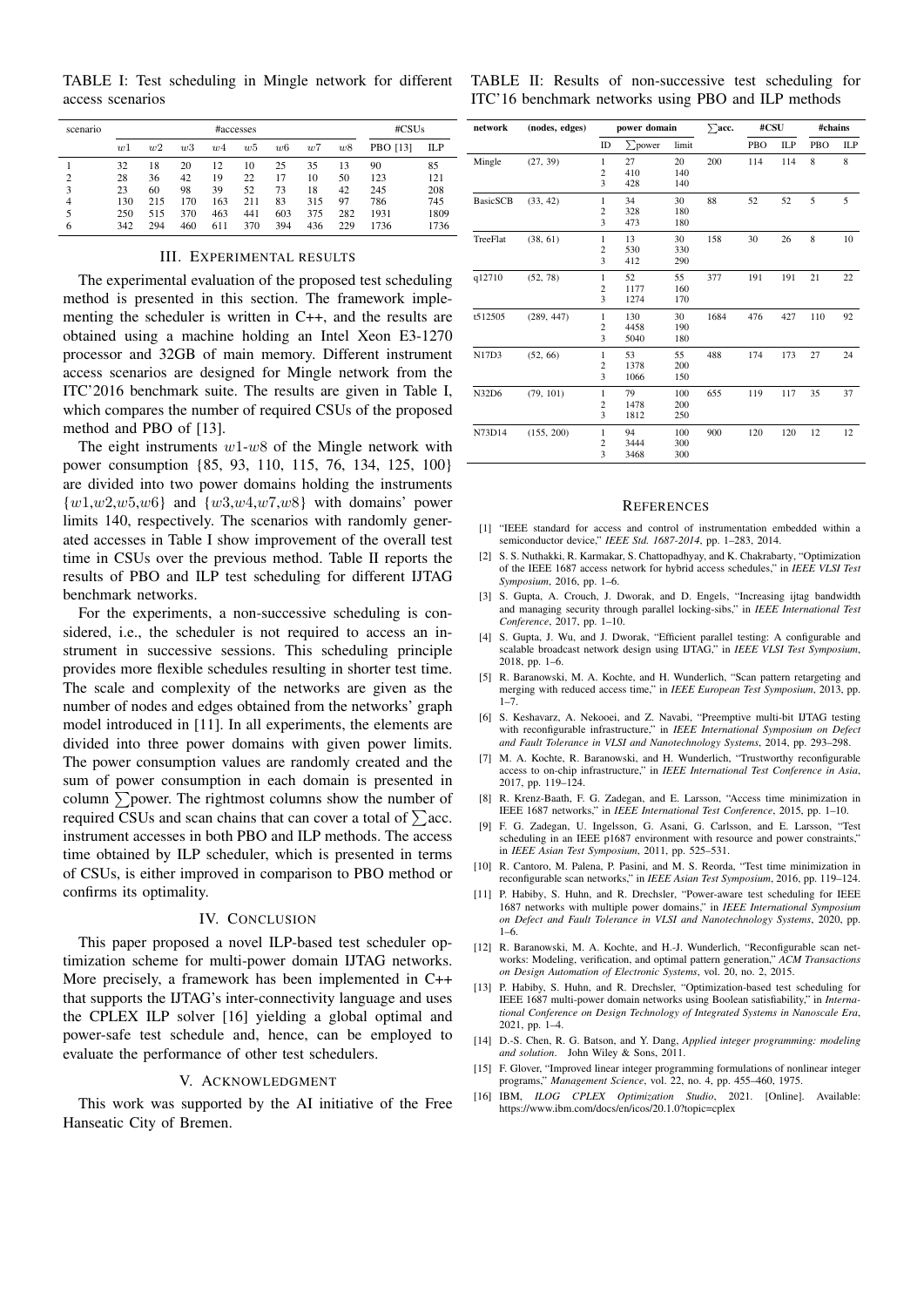TABLE I: Test scheduling in Mingle network for different access scenarios

| scenario | #accesses | | | | | | | | #CSUs | |
|---|---|---|---|---|---|---|---|---|---|---|
| | $w1$ | $w2$ | $w3$ | $w4$ | $w5$ | $w6$ | $w7$ | $w8$ | PBO [13] | ILP |
| 1 | 32 | 18 | 20 | 12 | 10 | 25 | 35 | 13 | 90 | 85 |
| 2 | 28 | 36 | 42 | 19 | 22 | 17 | 10 | 50 | 123 | 121 |
| 3 | 23 | 60 | 98 | 39 | 52 | 73 | 18 | 42 | 245 | 208 |
| 4 | 130 | 215 | 170 | 163 | 211 | 83 | 315 | 97 | 786 | 745 |
| 5 | 250 | 515 | 370 | 463 | 441 | 603 | 375 | 282 | 1931 | 1809 |
| 6 | 342 | 294 | 460 | 611 | 370 | 394 | 436 | 229 | 1736 | 1736 |

## III. EXPERIMENTAL RESULTS

The experimental evaluation of the proposed test scheduling method is presented in this section. The framework implementing the scheduler is written in C++, and the results are obtained using a machine holding an Intel Xeon E3-1270 processor and 32GB of main memory. Different instrument access scenarios are designed for Mingle network from the ITC'2016 benchmark suite. The results are given in Table I, which compares the number of required CSUs of the proposed method and PBO of [13].

The eight instruments $w1$-$w8$ of the Mingle network with power consumption {85, 93, 110, 115, 76, 134, 125, 100} are divided into two power domains holding the instruments {$w1$,$w2$,$w5$,$w6$} and {$w3$,$w4$,$w7$,$w8$} with domains' power limits 140, respectively. The scenarios with randomly generated accesses in Table I show improvement of the overall test time in CSUs over the previous method. Table II reports the results of PBO and ILP test scheduling for different IJTAG benchmark networks.

For the experiments, a non-successive scheduling is considered, i.e., the scheduler is not required to access an instrument in successive sessions. This scheduling principle provides more flexible schedules resulting in shorter test time. The scale and complexity of the networks are given as the number of nodes and edges obtained from the networks' graph model introduced in [11]. In all experiments, the elements are divided into three power domains with given power limits. The power consumption values are randomly created and the sum of power consumption in each domain is presented in column $\sum$power. The rightmost columns show the number of required CSUs and scan chains that can cover a total of $\sum$acc. instrument accesses in both PBO and ILP methods. The access time obtained by ILP scheduler, which is presented in terms of CSUs, is either improved in comparison to PBO method or confirms its optimality.

## IV. CONCLUSION

This paper proposed a novel ILP-based test scheduler optimization scheme for multi-power domain IJTAG networks. More precisely, a framework has been implemented in C++ that supports the IJTAG's inter-connectivity language and uses the CPLEX ILP solver [16] yielding a global optimal and power-safe test schedule and, hence, can be employed to evaluate the performance of other test schedulers.

## V. ACKNOWLEDGMENT

This work was supported by the AI initiative of the Free Hanseatic City of Bremen.

TABLE II: Results of non-successive test scheduling for ITC'16 benchmark networks using PBO and ILP methods

| network | (nodes, edges) | power domain | | | $\sum$acc. | #CSU | | #chains | |
|---|---|---|---|---|---|---|---|---|---|
| | | ID | $\sum$power | limit | | PBO | ILP | PBO | ILP |
| Mingle | (27, 39) | 1 | 27 | 20 | 200 | 114 | 114 | 8 | 8 |
| | | 2 | 410 | 140 | | | | | |
| | | 3 | 428 | 140 | | | | | |
| BasicSCB | (33, 42) | 1 | 34 | 30 | 88 | 52 | 52 | 5 | 5 |
| | | 2 | 328 | 180 | | | | | |
| | | 3 | 473 | 180 | | | | | |
| TreeFlat | (38, 61) | 1 | 13 | 30 | 158 | 30 | 26 | 8 | 10 |
| | | 2 | 530 | 330 | | | | | |
| | | 3 | 412 | 290 | | | | | |
| q12710 | (52, 78) | 1 | 52 | 55 | 377 | 191 | 191 | 21 | 22 |
| | | 2 | 1177 | 160 | | | | | |
| | | 3 | 1274 | 170 | | | | | |
| t512505 | (289, 447) | 1 | 130 | 30 | 1684 | 476 | 427 | 110 | 92 |
| | | 2 | 4458 | 190 | | | | | |
| | | 3 | 5040 | 180 | | | | | |
| N17D3 | (52, 66) | 1 | 53 | 55 | 488 | 174 | 173 | 27 | 24 |
| | | 2 | 1378 | 200 | | | | | |
| | | 3 | 1066 | 150 | | | | | |
| N32D6 | (79, 101) | 1 | 79 | 100 | 655 | 119 | 117 | 35 | 37 |
| | | 2 | 1478 | 200 | | | | | |
| | | 3 | 1812 | 250 | | | | | |
| N73D14 | (155, 200) | 1 | 94 | 100 | 900 | 120 | 120 | 12 | 12 |
| | | 2 | 3444 | 300 | | | | | |
| | | 3 | 3468 | 300 | | | | | |

## REFERENCES

[1] "IEEE standard for access and control of instrumentation embedded within a semiconductor device," *IEEE Std. 1687-2014*, pp. 1–283, 2014.

[2] S. S. Nuthakki, R. Karmakar, S. Chattopadhyay, and K. Chakrabarty, "Optimization of the IEEE 1687 access network for hybrid access schedules," in *IEEE VLSI Test Symposium*, 2016, pp. 1–6.

[3] S. Gupta, A. Crouch, J. Dworak, and D. Engels, "Increasing ijtag bandwidth and managing security through parallel locking-sibs," in *IEEE International Test Conference*, 2017, pp. 1–10.

[4] S. Gupta, J. Wu, and J. Dworak, "Efficient parallel testing: A configurable and scalable broadcast network design using IJTAG," in *IEEE VLSI Test Symposium*, 2018, pp. 1–6.

[5] R. Baranowski, M. A. Kochte, and H. Wunderlich, "Scan pattern retargeting and merging with reduced access time," in *IEEE European Test Symposium*, 2013, pp. 1–7.

[6] S. Keshavarz, A. Nekooei, and Z. Navabi, "Preemptive multi-bit IJTAG testing with reconfigurable infrastructure," in *IEEE International Symposium on Defect and Fault Tolerance in VLSI and Nanotechnology Systems*, 2014, pp. 293–298.

[7] M. A. Kochte, R. Baranowski, and H. Wunderlich, "Trustworthy reconfigurable access to on-chip infrastructure," in *IEEE International Test Conference in Asia*, 2017, pp. 119–124.

[8] R. Krenz-Baath, F. G. Zadegan, and E. Larsson, "Access time minimization in IEEE 1687 networks," in *IEEE International Test Conference*, 2015, pp. 1–10.

[9] F. G. Zadegan, U. Ingelsson, G. Asani, G. Carlsson, and E. Larsson, "Test scheduling in an IEEE p1687 environment with resource and power constraints," in *IEEE Asian Test Symposium*, 2011, pp. 525–531.

[10] R. Cantoro, M. Palena, P. Pasini, and M. S. Reorda, "Test time minimization in reconfigurable scan networks," in *IEEE Asian Test Symposium*, 2016, pp. 119–124.

[11] P. Habiby, S. Huhn, and R. Drechsler, "Power-aware test scheduling for IEEE 1687 networks with multiple power domains," in *IEEE International Symposium on Defect and Fault Tolerance in VLSI and Nanotechnology Systems*, 2020, pp. 1–6.

[12] R. Baranowski, M. A. Kochte, and H.-J. Wunderlich, "Reconfigurable scan networks: Modeling, verification, and optimal pattern generation," *ACM Transactions on Design Automation of Electronic Systems*, vol. 20, no. 2, 2015.

[13] P. Habiby, S. Huhn, and R. Drechsler, "Optimization-based test scheduling for IEEE 1687 multi-power domain networks using Boolean satisfiability," in *International Conference on Design Technology of Integrated Systems in Nanoscale Era*, 2021, pp. 1–4.

[14] D.-S. Chen, R. G. Batson, and Y. Dang, *Applied integer programming: modeling and solution*. John Wiley & Sons, 2011.

[15] F. Glover, "Improved linear integer programming formulations of nonlinear integer programs," *Management Science*, vol. 22, no. 4, pp. 455–460, 1975.

[16] IBM, *ILOG CPLEX Optimization Studio*, 2021. [Online]. Available: https://www.ibm.com/docs/en/icos/20.1.0?topic=cplex